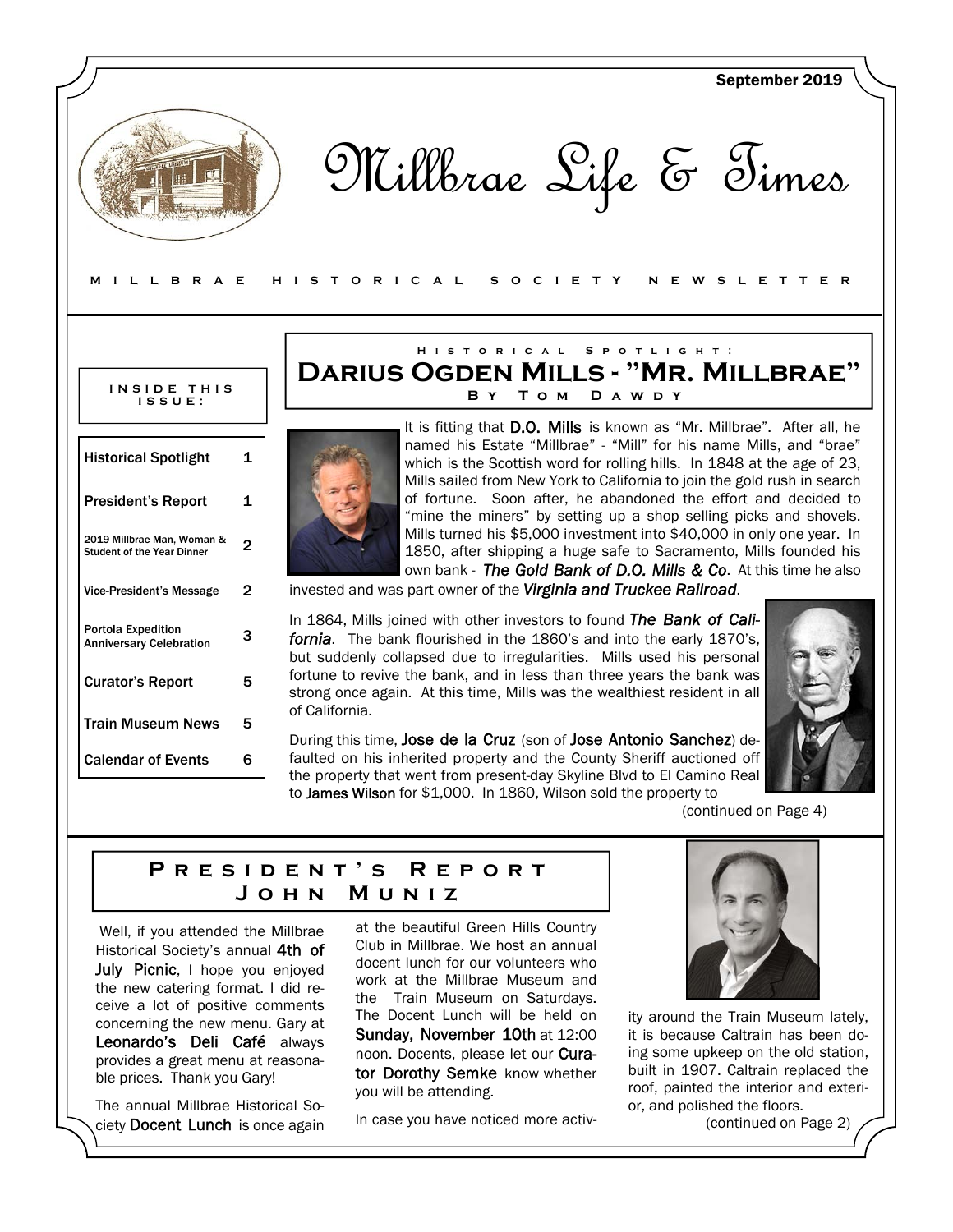September 2019

# Millbrae Life & Times

MILLBRAE HISTORICAL SOCIETY NEWSLETTER

**INSIDE THIS ISSUE:**

| | |
|---|---|
| Historical Spotlight | 1 |
| President's Report | 1 |
| 2019 Millbrae Man, Woman & Student of the Year Dinner | 2 |
| Vice-President's Message | 2 |
| Portola Expedition Anniversary Celebration | 3 |
| Curator's Report | 5 |
| Train Museum News | 5 |
| Calendar of Events | 6 |

## Historical Spotlight: Darius Ogden Mills - "Mr. Millbrae"

### By Tom Dawdy

It is fitting that **D.O. Mills** is known as "Mr. Millbrae". After all, he named his Estate "Millbrae" - "Mill" for his name Mills, and "brae" which is the Scottish word for rolling hills. In 1848 at the age of 23, Mills sailed from New York to California to join the gold rush in search of fortune. Soon after, he abandoned the effort and decided to "mine the miners" by setting up a shop selling picks and shovels. Mills turned his $5,000 investment into $40,000 in only one year. In 1850, after shipping a huge safe to Sacramento, Mills founded his own bank - ***The Gold Bank of D.O. Mills & Co***. At this time he also invested and was part owner of the ***Virginia and Truckee Railroad***.

In 1864, Mills joined with other investors to found ***The Bank of California***. The bank flourished in the 1860's and into the early 1870's, but suddenly collapsed due to irregularities. Mills used his personal fortune to revive the bank, and in less than three years the bank was strong once again. At this time, Mills was the wealthiest resident in all of California.

During this time, **Jose de la Cruz** (son of **Jose Antonio Sanchez**) defaulted on his inherited property and the County Sheriff auctioned off the property that went from present-day Skyline Blvd to El Camino Real to **James Wilson** for $1,000. In 1860, Wilson sold the property to

(continued on Page 4)

## President's Report
### John Muniz

Well, if you attended the Millbrae Historical Society's annual **4th of July Picnic**, I hope you enjoyed the new catering format. I did receive a lot of positive comments concerning the new menu. Gary at **Leonardo's Deli Café** always provides a great menu at reasonable prices. Thank you Gary!

The annual Millbrae Historical Society **Docent Lunch** is once again at the beautiful Green Hills Country Club in Millbrae. We host an annual docent lunch for our volunteers who work at the Millbrae Museum and the Train Museum on Saturdays. The Docent Lunch will be held on **Sunday, November 10th** at 12:00 noon. Docents, please let our **Curator Dorothy Semke** know whether you will be attending.

In case you have noticed more activity around the Train Museum lately, it is because Caltrain has been doing some upkeep on the old station, built in 1907. Caltrain replaced the roof, painted the interior and exterior, and polished the floors.

(continued on Page 2)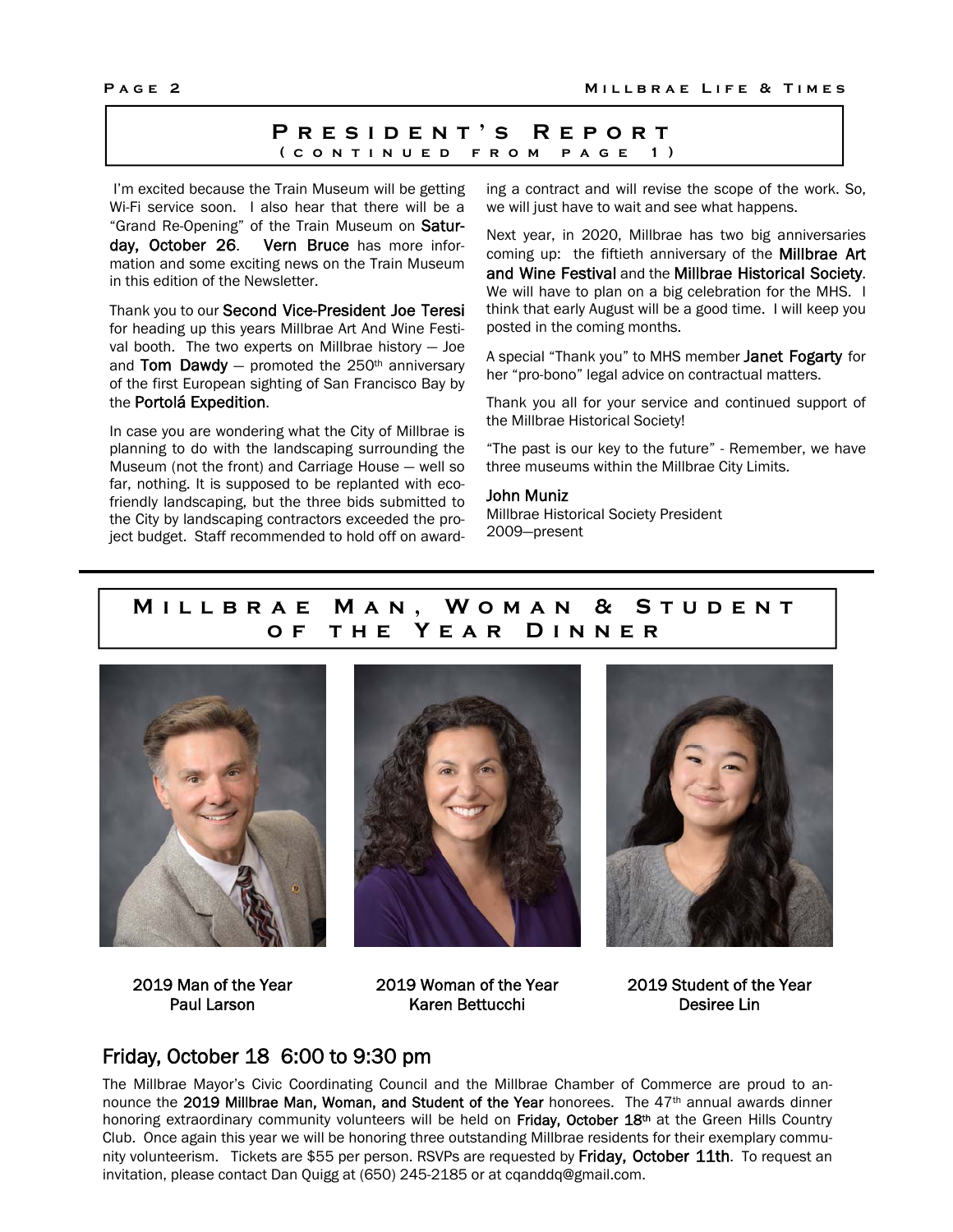## President's Report
### (continued from page 1)

I'm excited because the Train Museum will be getting Wi-Fi service soon. I also hear that there will be a "Grand Re-Opening" of the Train Museum on **Saturday, October 26**. **Vern Bruce** has more information and some exciting news on the Train Museum in this edition of the Newsletter.

Thank you to our **Second Vice-President Joe Teresi** for heading up this years Millbrae Art And Wine Festival booth. The two experts on Millbrae history — Joe and **Tom Dawdy** — promoted the 250th anniversary of the first European sighting of San Francisco Bay by the **Portolá Expedition**.

In case you are wondering what the City of Millbrae is planning to do with the landscaping surrounding the Museum (not the front) and Carriage House — well so far, nothing. It is supposed to be replanted with eco-friendly landscaping, but the three bids submitted to the City by landscaping contractors exceeded the project budget. Staff recommended to hold off on awarding a contract and will revise the scope of the work. So, we will just have to wait and see what happens.

Next year, in 2020, Millbrae has two big anniversaries coming up: the fiftieth anniversary of the **Millbrae Art and Wine Festival** and the **Millbrae Historical Society**. We will have to plan on a big celebration for the MHS. I think that early August will be a good time. I will keep you posted in the coming months.

A special "Thank you" to MHS member **Janet Fogarty** for her "pro-bono" legal advice on contractual matters.

Thank you all for your service and continued support of the Millbrae Historical Society!

"The past is our key to the future" - Remember, we have three museums within the Millbrae City Limits.

**John Muniz**
Millbrae Historical Society President
2009—present

## Millbrae Man, Woman & Student of the Year Dinner

2019 Man of the Year
Paul Larson

2019 Woman of the Year
Karen Bettucchi

2019 Student of the Year
Desiree Lin

### Friday, October 18 6:00 to 9:30 pm

The Millbrae Mayor's Civic Coordinating Council and the Millbrae Chamber of Commerce are proud to announce the **2019 Millbrae Man, Woman, and Student of the Year** honorees. The 47th annual awards dinner honoring extraordinary community volunteers will be held on **Friday, October 18th** at the Green Hills Country Club. Once again this year we will be honoring three outstanding Millbrae residents for their exemplary community volunteerism. Tickets are $55 per person. RSVPs are requested by **Friday, October 11th**. To request an invitation, please contact Dan Quigg at (650) 245-2185 or at cqanddq@gmail.com.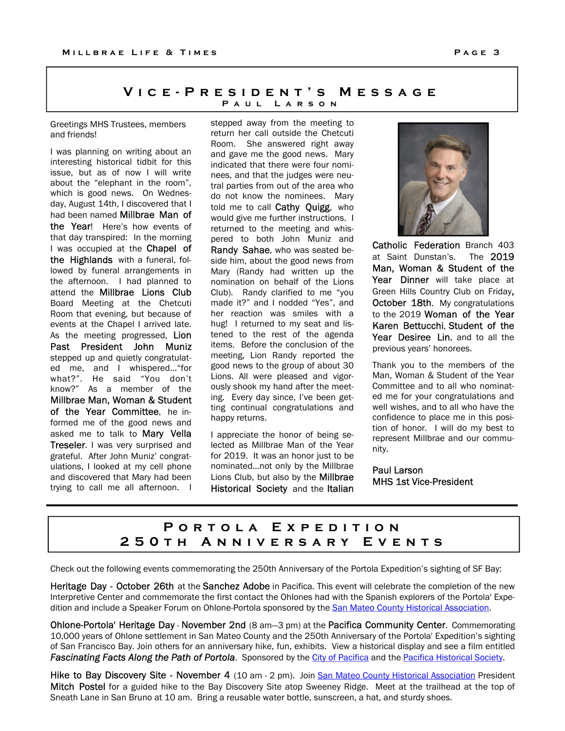## Vice-President's Message

### Paul Larson

Greetings MHS Trustees, members and friends!

I was planning on writing about an interesting historical tidbit for this issue, but as of now I will write about the "elephant in the room", which is good news. On Wednesday, August 14th, I discovered that I had been named **Millbrae Man of the Year**! Here's how events of that day transpired: In the morning I was occupied at the **Chapel of the Highlands** with a funeral, followed by funeral arrangements in the afternoon. I had planned to attend the **Millbrae Lions Club** Board Meeting at the Chetcuti Room that evening, but because of events at the Chapel I arrived late. As the meeting progressed, **Lion Past President John Muniz** stepped up and quietly congratulated me, and I whispered…"for what?". He said "You don't know?" As a member of the **Millbrae Man, Woman & Student of the Year Committee**, he informed me of the good news and asked me to talk to **Mary Vella Treseler**. I was very surprised and grateful. After John Muniz' congratulations, I looked at my cell phone and discovered that Mary had been trying to call me all afternoon. I stepped away from the meeting to return her call outside the Chetcuti Room. She answered right away and gave me the good news. Mary indicated that there were four nominees, and that the judges were neutral parties from out of the area who do not know the nominees. Mary told me to call **Cathy Quigg**, who would give me further instructions. I returned to the meeting and whispered to both John Muniz and **Randy Sahae**, who was seated beside him, about the good news from Mary (Randy had written up the nomination on behalf of the Lions Club). Randy clarified to me "you made it?" and I nodded "Yes", and her reaction was smiles with a hug! I returned to my seat and listened to the rest of the agenda items. Before the conclusion of the meeting, Lion Randy reported the good news to the group of about 30 Lions. All were pleased and vigorously shook my hand after the meeting. Every day since, I've been getting continual congratulations and happy returns.

I appreciate the honor of being selected as Millbrae Man of the Year for 2019. It was an honor just to be nominated…not only by the Millbrae Lions Club, but also by the **Millbrae Historical Society** and the **Italian Catholic Federation** Branch 403 at Saint Dunstan's. The **2019 Man, Woman & Student of the Year Dinner** will take place at Green Hills Country Club on Friday**, October 18th**. My congratulations to the 2019 **Woman of the Year Karen Bettucchi**, **Student of the Year Desiree Lin**, and to all the previous years' honorees.

Thank you to the members of the Man, Woman & Student of the Year Committee and to all who nominated me for your congratulations and well wishes, and to all who have the confidence to place me in this position of honor. I will do my best to represent Millbrae and our community.

Paul Larson
MHS 1st Vice-President

## Portola Expedition 250th Anniversary Events

Check out the following events commemorating the 250th Anniversary of the Portola Expedition's sighting of SF Bay:

**Heritage Day - October 26th** at the **Sanchez Adobe** in Pacifica. This event will celebrate the completion of the new Interpretive Center and commemorate the first contact the Ohlones had with the Spanish explorers of the Portola' Expedition and include a Speaker Forum on Ohlone-Portola sponsored by the San Mateo County Historical Association.

**Ohlone-Portola' Heritage Day** - **November 2nd** (8 am—3 pm) at the **Pacifica Community Center**. Commemorating 10,000 years of Ohlone settlement in San Mateo County and the 250th Anniversary of the Portola' Expedition's sighting of San Francisco Bay. Join others for an anniversary hike, fun, exhibits. View a historical display and see a film entitled *Fascinating Facts Along the Path of Portola*. Sponsored by the City of Pacifica and the Pacifica Historical Society.

**Hike to Bay Discovery Site - November 4** (10 am - 2 pm). Join San Mateo County Historical Association President **Mitch Postel** for a guided hike to the Bay Discovery Site atop Sweeney Ridge. Meet at the trailhead at the top of Sneath Lane in San Bruno at 10 am. Bring a reusable water bottle, sunscreen, a hat, and sturdy shoes.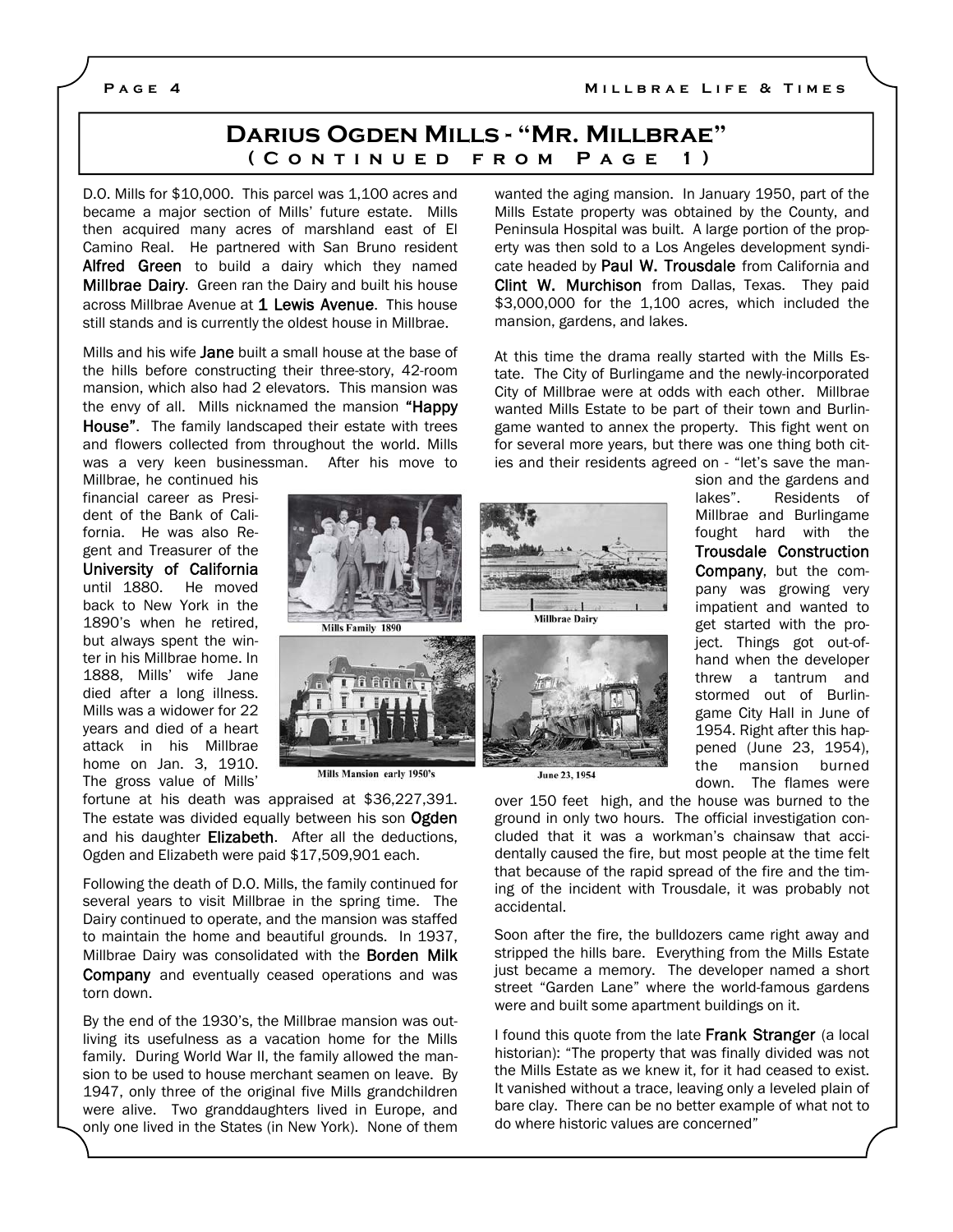# Darius Ogden Mills - "Mr. Millbrae"

## (Continued from Page 1)

D.O. Mills for $10,000. This parcel was 1,100 acres and became a major section of Mills' future estate. Mills then acquired many acres of marshland east of El Camino Real. He partnered with San Bruno resident **Alfred Green** to build a dairy which they named **Millbrae Dairy**. Green ran the Dairy and built his house across Millbrae Avenue at **1 Lewis Avenue**. This house still stands and is currently the oldest house in Millbrae.

Mills and his wife **Jane** built a small house at the base of the hills before constructing their three-story, 42-room mansion, which also had 2 elevators. This mansion was the envy of all. Mills nicknamed the mansion **"Happy House"**. The family landscaped their estate with trees and flowers collected from throughout the world. Mills was a very keen businessman. After his move to Millbrae, he continued his financial career as President of the Bank of California. He was also Regent and Treasurer of the **University of California** until 1880. He moved back to New York in the 1890's when he retired, but always spent the winter in his Millbrae home. In 1888, Mills' wife Jane died after a long illness. Mills was a widower for 22 years and died of a heart attack in his Millbrae home on Jan. 3, 1910. The gross value of Mills' fortune at his death was appraised at $36,227,391. The estate was divided equally between his son **Ogden** and his daughter **Elizabeth**. After all the deductions, Ogden and Elizabeth were paid $17,509,901 each.

Mills Family 1890

Millbrae Dairy

Mills Mansion early 1950's

June 23, 1954

Following the death of D.O. Mills, the family continued for several years to visit Millbrae in the spring time. The Dairy continued to operate, and the mansion was staffed to maintain the home and beautiful grounds. In 1937, Millbrae Dairy was consolidated with the **Borden Milk Company** and eventually ceased operations and was torn down.

By the end of the 1930's, the Millbrae mansion was outliving its usefulness as a vacation home for the Mills family. During World War II, the family allowed the mansion to be used to house merchant seamen on leave. By 1947, only three of the original five Mills grandchildren were alive. Two granddaughters lived in Europe, and only one lived in the States (in New York). None of them wanted the aging mansion. In January 1950, part of the Mills Estate property was obtained by the County, and Peninsula Hospital was built. A large portion of the property was then sold to a Los Angeles development syndicate headed by **Paul W. Trousdale** from California and **Clint W. Murchison** from Dallas, Texas. They paid $3,000,000 for the 1,100 acres, which included the mansion, gardens, and lakes.

At this time the drama really started with the Mills Estate. The City of Burlingame and the newly-incorporated City of Millbrae were at odds with each other. Millbrae wanted Mills Estate to be part of their town and Burlingame wanted to annex the property. This fight went on for several more years, but there was one thing both cities and their residents agreed on - "let's save the mansion and the gardens and lakes". Residents of Millbrae and Burlingame fought hard with the **Trousdale Construction Company**, but the company was growing very impatient and wanted to get started with the project. Things got out-of-hand when the developer threw a tantrum and stormed out of Burlingame City Hall in June of 1954. Right after this happened (June 23, 1954), the mansion burned down. The flames were over 150 feet high, and the house was burned to the ground in only two hours. The official investigation concluded that it was a workman's chainsaw that accidentally caused the fire, but most people at the time felt that because of the rapid spread of the fire and the timing of the incident with Trousdale, it was probably not accidental.

Soon after the fire, the bulldozers came right away and stripped the hills bare. Everything from the Mills Estate just became a memory. The developer named a short street "Garden Lane" where the world-famous gardens were and built some apartment buildings on it.

I found this quote from the late **Frank Stranger** (a local historian): "The property that was finally divided was not the Mills Estate as we knew it, for it had ceased to exist. It vanished without a trace, leaving only a leveled plain of bare clay. There can be no better example of what not to do where historic values are concerned"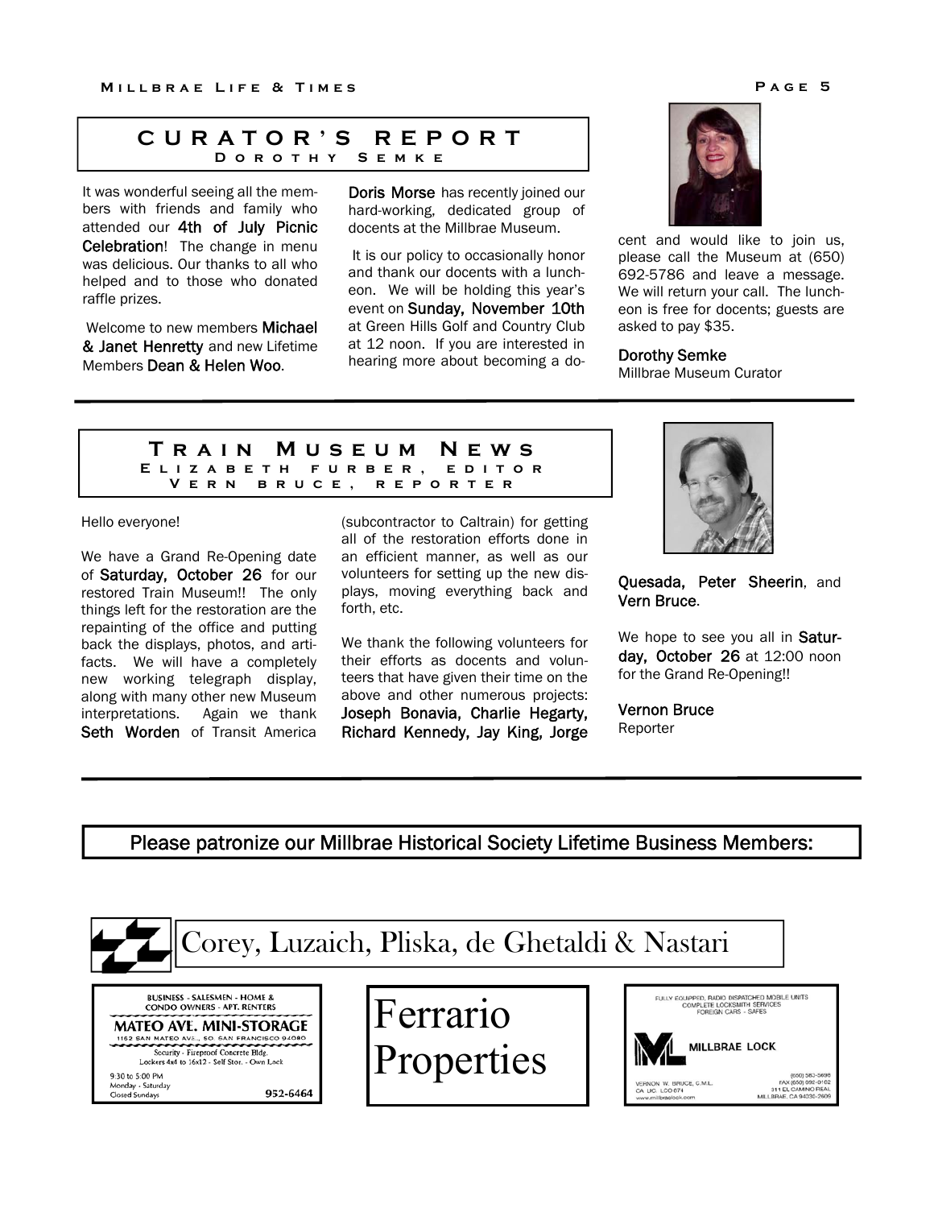## CURATOR'S REPORT

### Dorothy Semke

It was wonderful seeing all the members with friends and family who attended our **4th of July Picnic Celebration**! The change in menu was delicious. Our thanks to all who helped and to those who donated raffle prizes.

Welcome to new members **Michael & Janet Henretty** and new Lifetime Members **Dean & Helen Woo**.

**Doris Morse** has recently joined our hard-working, dedicated group of docents at the Millbrae Museum.

It is our policy to occasionally honor and thank our docents with a luncheon. We will be holding this year's event on **Sunday, November 10th** at Green Hills Golf and Country Club at 12 noon. If you are interested in hearing more about becoming a docent and would like to join us, please call the Museum at (650) 692-5786 and leave a message. We will return your call. The luncheon is free for docents; guests are asked to pay $35.

**Dorothy Semke**
Millbrae Museum Curator

## Train Museum News

### Elizabeth furber, editor
### Vern bruce, reporter

Hello everyone!

We have a Grand Re-Opening date of **Saturday, October 26** for our restored Train Museum!! The only things left for the restoration are the repainting of the office and putting back the displays, photos, and artifacts. We will have a completely new working telegraph display, along with many other new Museum interpretations. Again we thank **Seth Worden** of Transit America (subcontractor to Caltrain) for getting all of the restoration efforts done in an efficient manner, as well as our volunteers for setting up the new displays, moving everything back and forth, etc.

We thank the following volunteers for their efforts as docents and volunteers that have given their time on the above and other numerous projects: **Joseph Bonavia, Charlie Hegarty, Richard Kennedy, Jay King, Jorge Quesada, Peter Sheerin**, and **Vern Bruce**.

We hope to see you all in **Saturday, October 26** at 12:00 noon for the Grand Re-Opening!!

**Vernon Bruce**
Reporter

## Please patronize our Millbrae Historical Society Lifetime Business Members:

Corey, Luzaich, Pliska, de Ghetaldi & Nastari

BUSINESS - SALESMEN - HOME & CONDO OWNERS - APT. RENTERS
**MATEO AVE. MINI-STORAGE**
1162 SAN MATEO AVE., SO. SAN FRANCISCO 94080
Security - Fireproof Concrete Bldg.
Lockers 4x4 to 16x12 - Self Stor. - Own Lock
9:30 to 5:00 PM
Monday - Saturday
Closed Sundays
952-6464

Ferrario Properties

FULLY EQUIPPED, RADIO DISPATCHED MOBILE UNITS
COMPLETE LOCKSMITH SERVICES
FOREIGN CARS - SAFES
**MILLBRAE LOCK**
VERNON W. BRUCE, C.M.L.
CA LIC. LCO 674
www.millbraelock.com
(650) 583-5698
FAX (650) 692-0162
311 EL CAMINO REAL
MILLBRAE, CA 94030-2609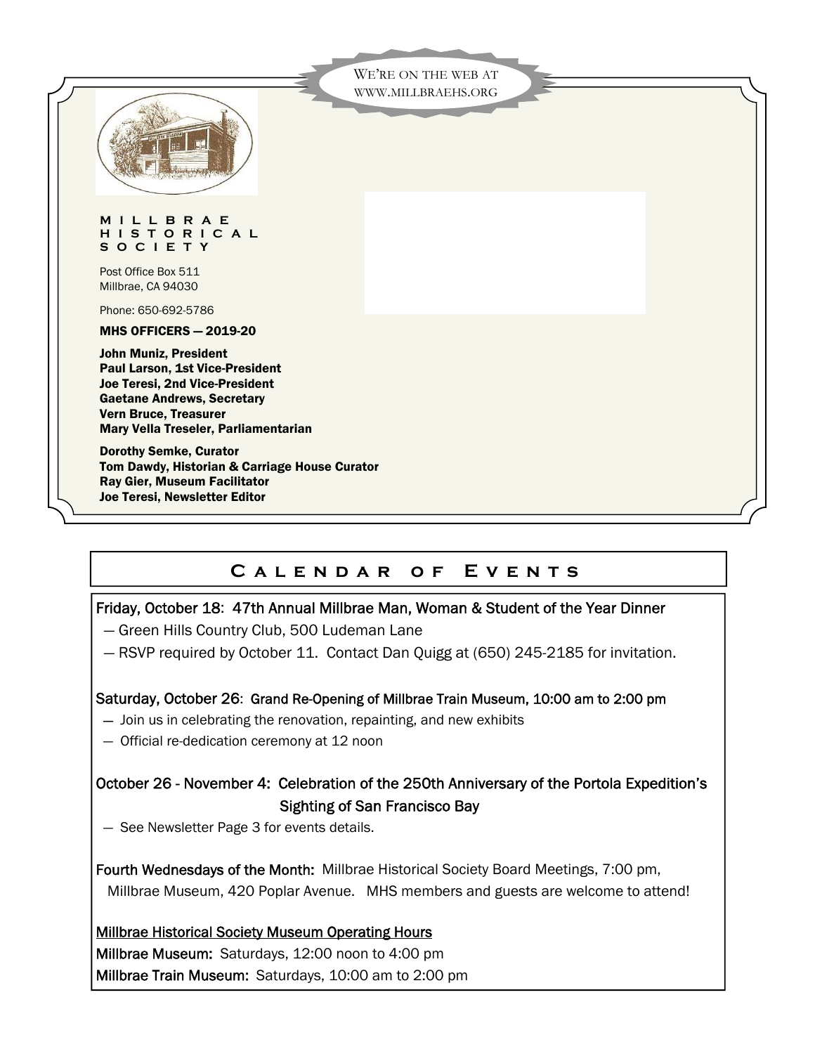WE'RE ON THE WEB AT
WWW.MILLBRAEHS.ORG

**MILLBRAE HISTORICAL SOCIETY**

Post Office Box 511
Millbrae, CA 94030

Phone: 650-692-5786

**MHS OFFICERS — 2019-20**

**John Muniz, President**
**Paul Larson, 1st Vice-President**
**Joe Teresi, 2nd Vice-President**
**Gaetane Andrews, Secretary**
**Vern Bruce, Treasurer**
**Mary Vella Treseler, Parliamentarian**

**Dorothy Semke, Curator**
**Tom Dawdy, Historian & Carriage House Curator**
**Ray Gier, Museum Facilitator**
**Joe Teresi, Newsletter Editor**

## Calendar of Events

Friday, October 18: 47th Annual Millbrae Man, Woman & Student of the Year Dinner

— Green Hills Country Club, 500 Ludeman Lane

— RSVP required by October 11. Contact Dan Quigg at (650) 245-2185 for invitation.

Saturday, October 26: Grand Re-Opening of Millbrae Train Museum, 10:00 am to 2:00 pm

— Join us in celebrating the renovation, repainting, and new exhibits

— Official re-dedication ceremony at 12 noon

October 26 - November 4: Celebration of the 250th Anniversary of the Portola Expedition's Sighting of San Francisco Bay

— See Newsletter Page 3 for events details.

Fourth Wednesdays of the Month: Millbrae Historical Society Board Meetings, 7:00 pm, Millbrae Museum, 420 Poplar Avenue. MHS members and guests are welcome to attend!

Millbrae Historical Society Museum Operating Hours

Millbrae Museum: Saturdays, 12:00 noon to 4:00 pm

Millbrae Train Museum: Saturdays, 10:00 am to 2:00 pm